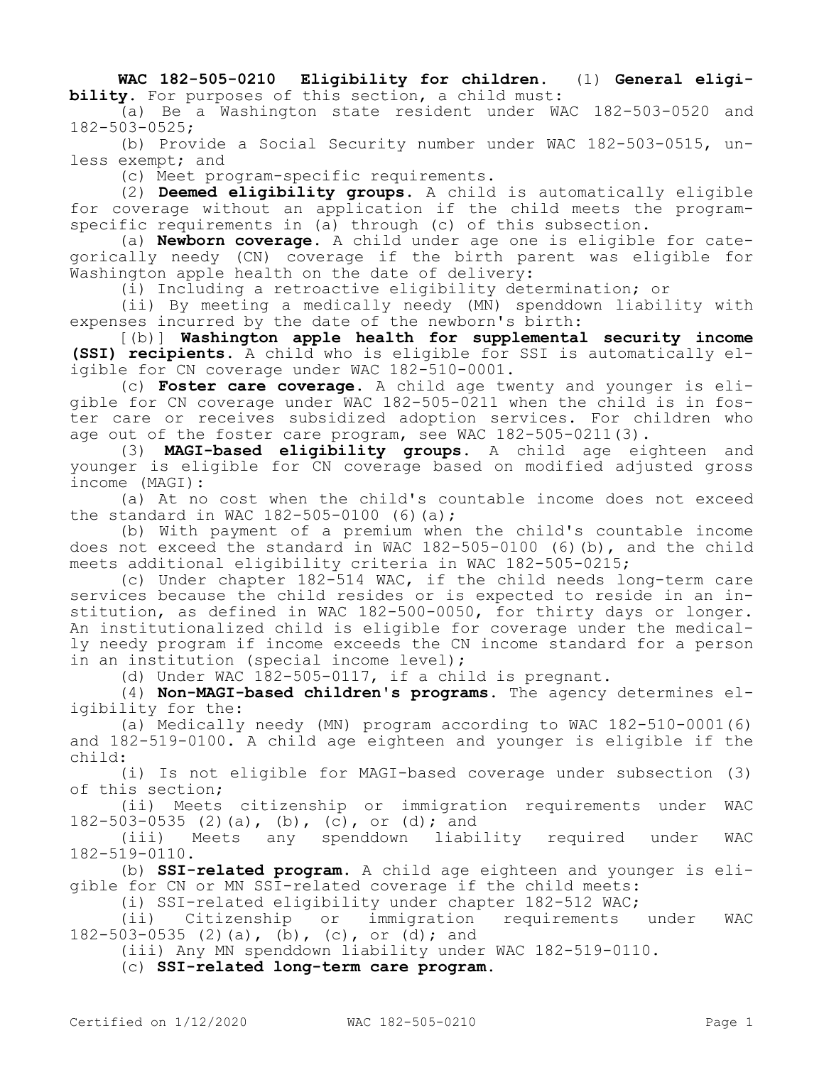**WAC 182-505-0210 Eligibility for children.** (1) **General eligibility.** For purposes of this section, a child must:

(a) Be a Washington state resident under WAC 182-503-0520 and 182-503-0525;

(b) Provide a Social Security number under WAC 182-503-0515, unless exempt; and

(c) Meet program-specific requirements.

(2) **Deemed eligibility groups.** A child is automatically eligible for coverage without an application if the child meets the program-specific requirements in (a) through (c) of this subsection.

(a) **Newborn coverage.** A child under age one is eligible for categorically needy (CN) coverage if the birth parent was eligible for Washington apple health on the date of delivery:

(i) Including a retroactive eligibility determination; or

(ii) By meeting a medically needy (MN) spenddown liability with expenses incurred by the date of the newborn's birth:

[(b)] **Washington apple health for supplemental security income (SSI) recipients.** A child who is eligible for SSI is automatically eligible for CN coverage under WAC 182-510-0001.

(c) **Foster care coverage.** A child age twenty and younger is eligible for CN coverage under WAC 182-505-0211 when the child is in foster care or receives subsidized adoption services. For children who age out of the foster care program, see WAC 182-505-0211(3).

(3) **MAGI-based eligibility groups.** A child age eighteen and younger is eligible for CN coverage based on modified adjusted gross income (MAGI):

(a) At no cost when the child's countable income does not exceed the standard in WAC 182-505-0100 (6)(a);

(b) With payment of a premium when the child's countable income does not exceed the standard in WAC 182-505-0100 (6)(b), and the child meets additional eligibility criteria in WAC 182-505-0215;

(c) Under chapter 182-514 WAC, if the child needs long-term care services because the child resides or is expected to reside in an institution, as defined in WAC 182-500-0050, for thirty days or longer. An institutionalized child is eligible for coverage under the medically needy program if income exceeds the CN income standard for a person in an institution (special income level);

(d) Under WAC 182-505-0117, if a child is pregnant.

(4) **Non-MAGI-based children's programs.** The agency determines eligibility for the:

(a) Medically needy (MN) program according to WAC 182-510-0001(6) and 182-519-0100. A child age eighteen and younger is eligible if the child:

(i) Is not eligible for MAGI-based coverage under subsection (3) of this section;

(ii) Meets citizenship or immigration requirements under WAC 182-503-0535 (2)(a), (b), (c), or (d); and

(iii) Meets any spenddown liability required under WAC 182-519-0110.

(b) **SSI-related program.** A child age eighteen and younger is eligible for CN or MN SSI-related coverage if the child meets:

(i) SSI-related eligibility under chapter 182-512 WAC;

(ii) Citizenship or immigration requirements under WAC 182-503-0535 (2)(a), (b), (c), or (d); and

(iii) Any MN spenddown liability under WAC 182-519-0110.

(c) **SSI-related long-term care program.**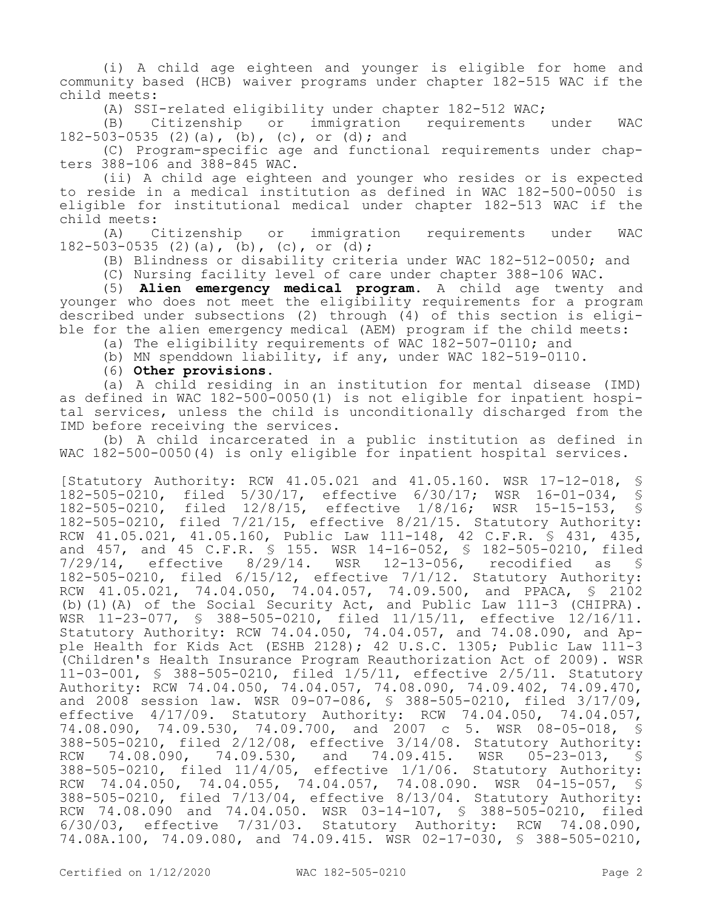(i) A child age eighteen and younger is eligible for home and community based (HCB) waiver programs under chapter 182-515 WAC if the child meets:

(A) SSI-related eligibility under chapter 182-512 WAC;

(B) Citizenship or immigration requirements under WAC 182-503-0535 (2)(a), (b), (c), or (d); and

(C) Program-specific age and functional requirements under chapters 388-106 and 388-845 WAC.

(ii) A child age eighteen and younger who resides or is expected to reside in a medical institution as defined in WAC 182-500-0050 is eligible for institutional medical under chapter 182-513 WAC if the child meets:

(A) Citizenship or immigration requirements under WAC 182-503-0535 (2)(a), (b), (c), or (d);

(B) Blindness or disability criteria under WAC 182-512-0050; and

(C) Nursing facility level of care under chapter 388-106 WAC.

(5) **Alien emergency medical program.** A child age twenty and younger who does not meet the eligibility requirements for a program described under subsections (2) through (4) of this section is eligible for the alien emergency medical (AEM) program if the child meets:

(a) The eligibility requirements of WAC 182-507-0110; and

(b) MN spenddown liability, if any, under WAC 182-519-0110.

(6) **Other provisions.**

(a) A child residing in an institution for mental disease (IMD) as defined in WAC 182-500-0050(1) is not eligible for inpatient hospital services, unless the child is unconditionally discharged from the IMD before receiving the services.

(b) A child incarcerated in a public institution as defined in WAC 182-500-0050(4) is only eligible for inpatient hospital services.

[Statutory Authority: RCW 41.05.021 and 41.05.160. WSR 17-12-018, § 182-505-0210, filed 5/30/17, effective 6/30/17; WSR 16-01-034, § 182-505-0210, filed 12/8/15, effective 1/8/16; WSR 15-15-153, § 182-505-0210, filed 7/21/15, effective 8/21/15. Statutory Authority: RCW 41.05.021, 41.05.160, Public Law 111-148, 42 C.F.R. § 431, 435, and 457, and 45 C.F.R. § 155. WSR 14-16-052, § 182-505-0210, filed 7/29/14, effective 8/29/14. WSR 12-13-056, recodified as § 182-505-0210, filed 6/15/12, effective 7/1/12. Statutory Authority: RCW 41.05.021, 74.04.050, 74.04.057, 74.09.500, and PPACA, § 2102 (b)(1)(A) of the Social Security Act, and Public Law 111-3 (CHIPRA). WSR 11-23-077, § 388-505-0210, filed 11/15/11, effective 12/16/11. Statutory Authority: RCW 74.04.050, 74.04.057, and 74.08.090, and Apple Health for Kids Act (ESHB 2128); 42 U.S.C. 1305; Public Law 111-3 (Children's Health Insurance Program Reauthorization Act of 2009). WSR 11-03-001, § 388-505-0210, filed 1/5/11, effective 2/5/11. Statutory Authority: RCW 74.04.050, 74.04.057, 74.08.090, 74.09.402, 74.09.470, and 2008 session law. WSR 09-07-086, § 388-505-0210, filed 3/17/09, effective 4/17/09. Statutory Authority: RCW 74.04.050, 74.04.057, 74.08.090, 74.09.530, 74.09.700, and 2007 c 5. WSR 08-05-018, § 388-505-0210, filed 2/12/08, effective 3/14/08. Statutory Authority: RCW 74.08.090, 74.09.530, and 74.09.415. WSR 05-23-013, § 388-505-0210, filed 11/4/05, effective 1/1/06. Statutory Authority: RCW 74.04.050, 74.04.055, 74.04.057, 74.08.090. WSR 04-15-057, § 388-505-0210, filed 7/13/04, effective 8/13/04. Statutory Authority: RCW 74.08.090 and 74.04.050. WSR 03-14-107, § 388-505-0210, filed 6/30/03, effective 7/31/03. Statutory Authority: RCW 74.08.090, 74.08A.100, 74.09.080, and 74.09.415. WSR 02-17-030, § 388-505-0210,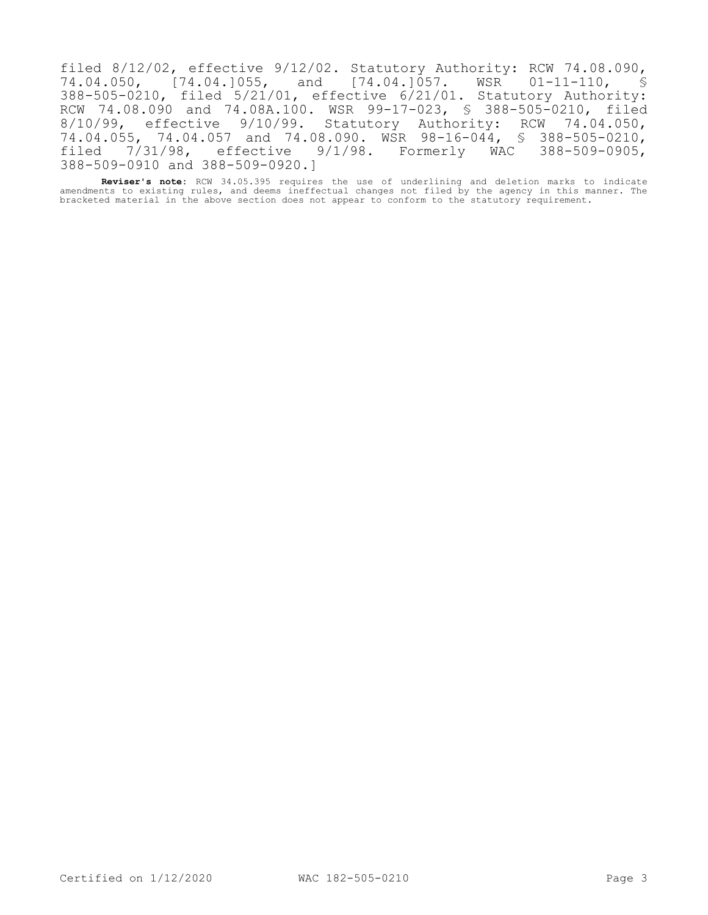filed 8/12/02, effective 9/12/02. Statutory Authority: RCW 74.08.090, 74.04.050, [74.04.]055, and [74.04.]057. WSR 01-11-110, § 388-505-0210, filed 5/21/01, effective 6/21/01. Statutory Authority: RCW 74.08.090 and 74.08A.100. WSR 99-17-023, § 388-505-0210, filed 8/10/99, effective 9/10/99. Statutory Authority: RCW 74.04.050, 74.04.055, 74.04.057 and 74.08.090. WSR 98-16-044, § 388-505-0210, filed 7/31/98, effective 9/1/98. Formerly WAC 388-509-0905, 388-509-0910 and 388-509-0920.]

**Reviser's note**: RCW 34.05.395 requires the use of underlining and deletion marks to indicate amendments to existing rules, and deems ineffectual changes not filed by the agency in this manner. The bracketed material in the above section does not appear to conform to the statutory requirement.